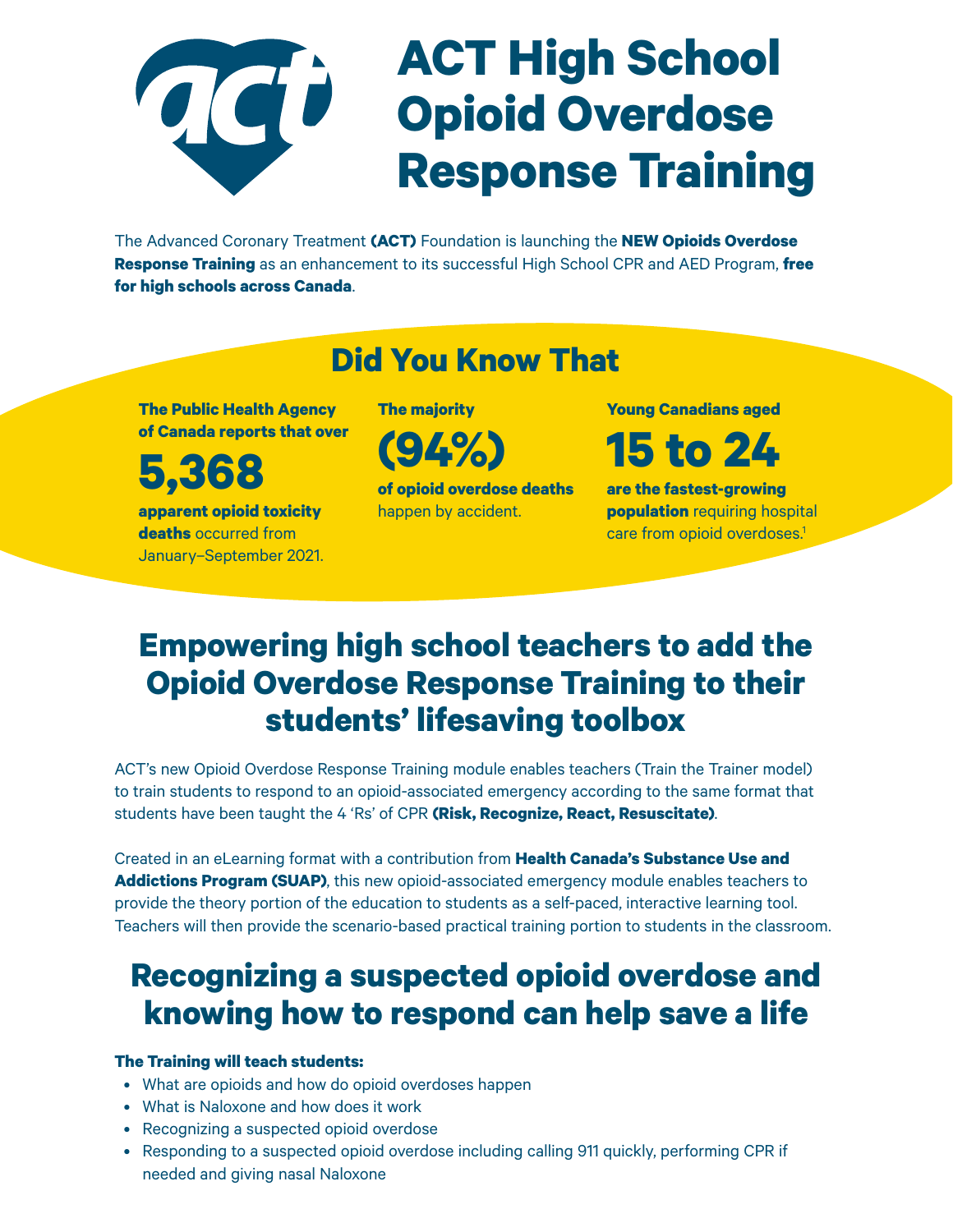# ACT High School Opioid Overdose Response Training

The Advanced Coronary Treatment **(ACT)** Foundation is launching the **NEW Opioids Overdose Response Training** as an enhancement to its successful High School CPR and AED Program, **free for high schools across Canada**.

## Did You Know That

**The Public Health Agency of Canada reports that over**

**5,368**

**apparent opioid toxicity deaths** occurred from January–September 2021.

**The majority**

**(94%)**

**of opioid overdose deaths** happen by accident.

**Young Canadians aged**

**15 to 24**

**are the fastest-growing population** requiring hospital care from opioid overdoses.[1]

## Empowering high school teachers to add the Opioid Overdose Response Training to their students' lifesaving toolbox

ACT's new Opioid Overdose Response Training module enables teachers (Train the Trainer model) to train students to respond to an opioid-associated emergency according to the same format that students have been taught the 4 'Rs' of CPR **(Risk, Recognize, React, Resuscitate)**.

Created in an eLearning format with a contribution from **Health Canada's Substance Use and Addictions Program (SUAP)**, this new opioid-associated emergency module enables teachers to provide the theory portion of the education to students as a self-paced, interactive learning tool. Teachers will then provide the scenario-based practical training portion to students in the classroom.

## Recognizing a suspected opioid overdose and knowing how to respond can help save a life

**The Training will teach students:**

- What are opioids and how do opioid overdoses happen
- What is Naloxone and how does it work
- Recognizing a suspected opioid overdose
- Responding to a suspected opioid overdose including calling 911 quickly, performing CPR if needed and giving nasal Naloxone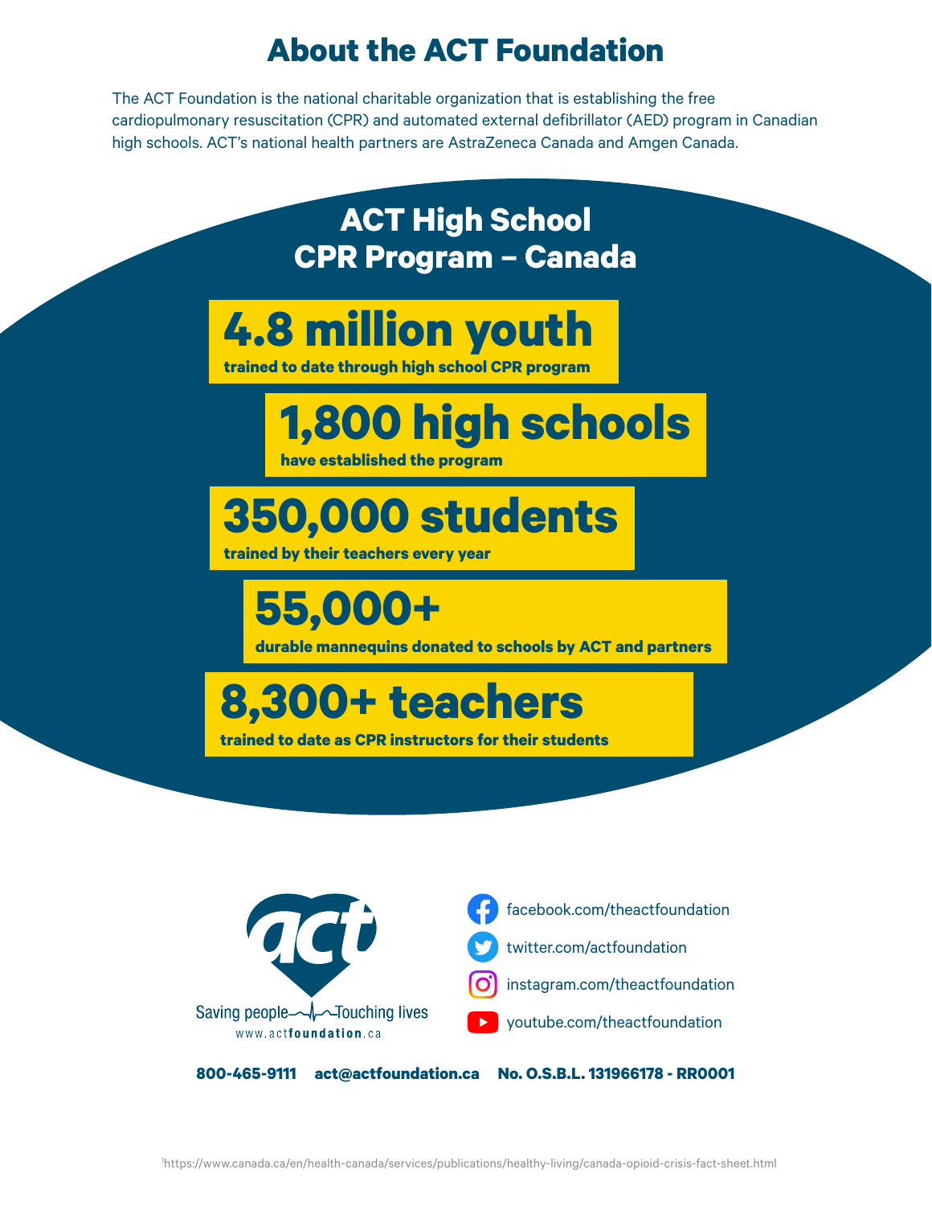# About the ACT Foundation

The ACT Foundation is the national charitable organization that is establishing the free cardiopulmonary resuscitation (CPR) and automated external defibrillator (AED) program in Canadian high schools. ACT's national health partners are AstraZeneca Canada and Amgen Canada.

## ACT High School CPR Program – Canada

**4.8 million youth**
**trained to date through high school CPR program**

**1,800 high schools**
**have established the program**

**350,000 students**
**trained by their teachers every year**

**55,000+**
**durable mannequins donated to schools by ACT and partners**

**8,300+ teachers**
**trained to date as CPR instructors for their students**

act

Saving people – Touching lives

www.actfoundation.ca

facebook.com/theactfoundation

twitter.com/actfoundation

instagram.com/theactfoundation

youtube.com/theactfoundation

**800-465-9111 act@actfoundation.ca No. O.S.B.L. 131966178 - RR0001**

[1] https://www.canada.ca/en/health-canada/services/publications/healthy-living/canada-opioid-crisis-fact-sheet.html